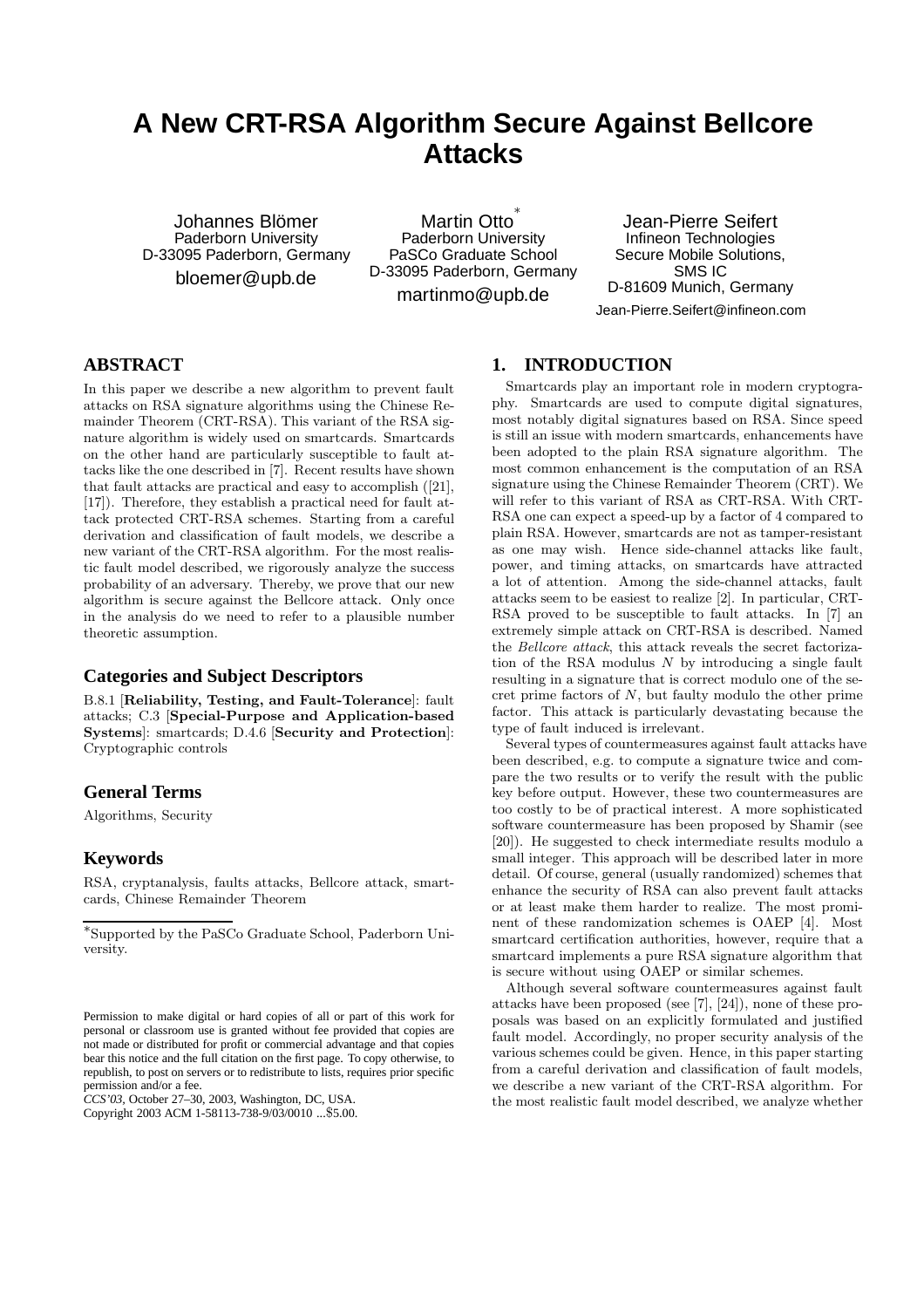# A New CRT-RSA Algorithm Secure Against Bellcore Attacks

Johannes Blömer
Paderborn University
D-33095 Paderborn, Germany
bloemer@upb.de

Martin Otto*
Paderborn University
PaSCo Graduate School
D-33095 Paderborn, Germany
martinmo@upb.de

Jean-Pierre Seifert
Infineon Technologies
Secure Mobile Solutions, SMS IC
D-81609 Munich, Germany
Jean-Pierre.Seifert@infineon.com

## ABSTRACT

In this paper we describe a new algorithm to prevent fault attacks on RSA signature algorithms using the Chinese Remainder Theorem (CRT-RSA). This variant of the RSA signature algorithm is widely used on smartcards. Smartcards on the other hand are particularly susceptible to fault attacks like the one described in [7]. Recent results have shown that fault attacks are practical and easy to accomplish ([21], [17]). Therefore, they establish a practical need for fault attack protected CRT-RSA schemes. Starting from a careful derivation and classification of fault models, we describe a new variant of the CRT-RSA algorithm. For the most realistic fault model described, we rigorously analyze the success probability of an adversary. Thereby, we prove that our new algorithm is secure against the Bellcore attack. Only once in the analysis do we need to refer to a plausible number theoretic assumption.

### Categories and Subject Descriptors

B.8.1 [**Reliability, Testing, and Fault-Tolerance**]: fault attacks; C.3 [**Special-Purpose and Application-based Systems**]: smartcards; D.4.6 [**Security and Protection**]: Cryptographic controls

### General Terms

Algorithms, Security

### Keywords

RSA, cryptanalysis, faults attacks, Bellcore attack, smartcards, Chinese Remainder Theorem

*Supported by the PaSCo Graduate School, Paderborn University.

Permission to make digital or hard copies of all or part of this work for personal or classroom use is granted without fee provided that copies are not made or distributed for profit or commercial advantage and that copies bear this notice and the full citation on the first page. To copy otherwise, to republish, to post on servers or to redistribute to lists, requires prior specific permission and/or a fee.
*CCS'03*, October 27–30, 2003, Washington, DC, USA.
Copyright 2003 ACM 1-58113-738-9/03/0010 ...$5.00.

## 1. INTRODUCTION

Smartcards play an important role in modern cryptography. Smartcards are used to compute digital signatures, most notably digital signatures based on RSA. Since speed is still an issue with modern smartcards, enhancements have been adopted to the plain RSA signature algorithm. The most common enhancement is the computation of an RSA signature using the Chinese Remainder Theorem (CRT). We will refer to this variant of RSA as CRT-RSA. With CRT-RSA one can expect a speed-up by a factor of 4 compared to plain RSA. However, smartcards are not as tamper-resistant as one may wish. Hence side-channel attacks like fault, power, and timing attacks, on smartcards have attracted a lot of attention. Among the side-channel attacks, fault attacks seem to be easiest to realize [2]. In particular, CRT-RSA proved to be susceptible to fault attacks. In [7] an extremely simple attack on CRT-RSA is described. Named the *Bellcore attack*, this attack reveals the secret factorization of the RSA modulus $N$ by introducing a single fault resulting in a signature that is correct modulo one of the secret prime factors of $N$, but faulty modulo the other prime factor. This attack is particularly devastating because the type of fault induced is irrelevant.

Several types of countermeasures against fault attacks have been described, e.g. to compute a signature twice and compare the two results or to verify the result with the public key before output. However, these two countermeasures are too costly to be of practical interest. A more sophisticated software countermeasure has been proposed by Shamir (see [20]). He suggested to check intermediate results modulo a small integer. This approach will be described later in more detail. Of course, general (usually randomized) schemes that enhance the security of RSA can also prevent fault attacks or at least make them harder to realize. The most prominent of these randomization schemes is OAEP [4]. Most smartcard certification authorities, however, require that a smartcard implements a pure RSA signature algorithm that is secure without using OAEP or similar schemes.

Although several software countermeasures against fault attacks have been proposed (see [7], [24]), none of these proposals was based on an explicitly formulated and justified fault model. Accordingly, no proper security analysis of the various schemes could be given. Hence, in this paper starting from a careful derivation and classification of fault models, we describe a new variant of the CRT-RSA algorithm. For the most realistic fault model described, we analyze whether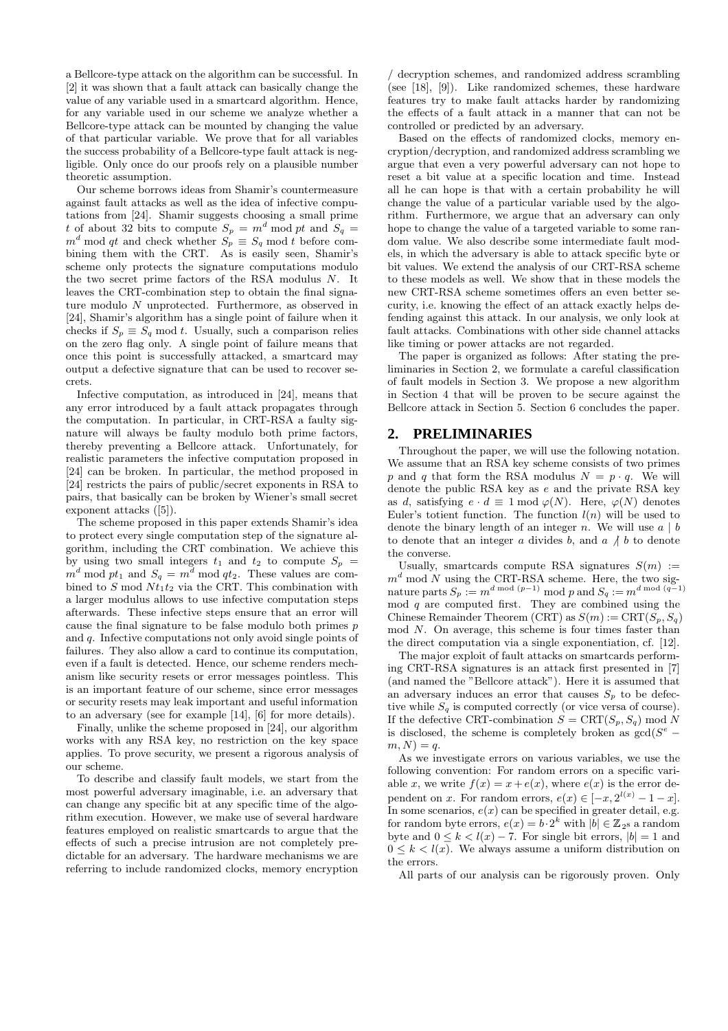a Bellcore-type attack on the algorithm can be successful. In [2] it was shown that a fault attack can basically change the value of any variable used in a smartcard algorithm. Hence, for any variable used in our scheme we analyze whether a Bellcore-type attack can be mounted by changing the value of that particular variable. We prove that for all variables the success probability of a Bellcore-type fault attack is negligible. Only once do our proofs rely on a plausible number theoretic assumption.

Our scheme borrows ideas from Shamir's countermeasure against fault attacks as well as the idea of infective computations from [24]. Shamir suggests choosing a small prime $t$ of about 32 bits to compute $S_p = m^d \bmod pt$ and $S_q = m^d \bmod qt$ and check whether $S_p \equiv S_q \bmod t$ before combining them with the CRT. As is easily seen, Shamir's scheme only protects the signature computations modulo the two secret prime factors of the RSA modulus $N$. It leaves the CRT-combination step to obtain the final signature modulo $N$ unprotected. Furthermore, as observed in [24], Shamir's algorithm has a single point of failure when it checks if $S_p \equiv S_q \bmod t$. Usually, such a comparison relies on the zero flag only. A single point of failure means that once this point is successfully attacked, a smartcard may output a defective signature that can be used to recover secrets.

Infective computation, as introduced in [24], means that any error introduced by a fault attack propagates through the computation. In particular, in CRT-RSA a faulty signature will always be faulty modulo both prime factors, thereby preventing a Bellcore attack. Unfortunately, for realistic parameters the infective computation proposed in [24] can be broken. In particular, the method proposed in [24] restricts the pairs of public/secret exponents in RSA to pairs, that basically can be broken by Wiener's small secret exponent attacks ([5]).

The scheme proposed in this paper extends Shamir's idea to protect every single computation step of the signature algorithm, including the CRT combination. We achieve this by using two small integers $t_1$ and $t_2$ to compute $S_p = m^d \bmod pt_1$ and $S_q = m^d \bmod qt_2$. These values are combined to $S \bmod Nt_1t_2$ via the CRT. This combination with a larger modulus allows to use infective computation steps afterwards. These infective steps ensure that an error will cause the final signature to be false modulo both primes $p$ and $q$. Infective computations not only avoid single points of failures. They also allow a card to continue its computation, even if a fault is detected. Hence, our scheme renders mechanism like security resets or error messages pointless. This is an important feature of our scheme, since error messages or security resets may leak important and useful information to an adversary (see for example [14], [6] for more details).

Finally, unlike the scheme proposed in [24], our algorithm works with any RSA key, no restriction on the key space applies. To prove security, we present a rigorous analysis of our scheme.

To describe and classify fault models, we start from the most powerful adversary imaginable, i.e. an adversary that can change any specific bit at any specific time of the algorithm execution. However, we make use of several hardware features employed on realistic smartcards to argue that the effects of such a precise intrusion are not completely predictable for an adversary. The hardware mechanisms we are referring to include randomized clocks, memory encryption / decryption schemes, and randomized address scrambling (see [18], [9]). Like randomized schemes, these hardware features try to make fault attacks harder by randomizing the effects of a fault attack in a manner that can not be controlled or predicted by an adversary.

Based on the effects of randomized clocks, memory encryption/decryption, and randomized address scrambling we argue that even a very powerful adversary can not hope to reset a bit value at a specific location and time. Instead all he can hope is that with a certain probability he will change the value of a particular variable used by the algorithm. Furthermore, we argue that an adversary can only hope to change the value of a targeted variable to some random value. We also describe some intermediate fault models, in which the adversary is able to attack specific byte or bit values. We extend the analysis of our CRT-RSA scheme to these models as well. We show that in these models the new CRT-RSA scheme sometimes offers an even better security, i.e. knowing the effect of an attack exactly helps defending against this attack. In our analysis, we only look at fault attacks. Combinations with other side channel attacks like timing or power attacks are not regarded.

The paper is organized as follows: After stating the preliminaries in Section 2, we formulate a careful classification of fault models in Section 3. We propose a new algorithm in Section 4 that will be proven to be secure against the Bellcore attack in Section 5. Section 6 concludes the paper.

## 2. PRELIMINARIES

Throughout the paper, we will use the following notation. We assume that an RSA key scheme consists of two primes $p$ and $q$ that form the RSA modulus $N = p \cdot q$. We will denote the public RSA key as $e$ and the private RSA key as $d$, satisfying $e \cdot d \equiv 1 \bmod \varphi(N)$. Here, $\varphi(N)$ denotes Euler's totient function. The function $l(n)$ will be used to denote the binary length of an integer $n$. We will use $a \mid b$ to denote that an integer $a$ divides $b$, and $a \nmid b$ to denote the converse.

Usually, smartcards compute RSA signatures $S(m) := m^d \bmod N$ using the CRT-RSA scheme. Here, the two signature parts $S_p := m^{d \bmod (p-1)} \bmod p$ and $S_q := m^{d \bmod (q-1)} \bmod q$ are computed first. They are combined using the Chinese Remainder Theorem (CRT) as $S(m) := \mathrm{CRT}(S_p, S_q) \bmod N$. On average, this scheme is four times faster than the direct computation via a single exponentiation, cf. [12].

The major exploit of fault attacks on smartcards performing CRT-RSA signatures is an attack first presented in [7] (and named the "Bellcore attack"). Here it is assumed that an adversary induces an error that causes $S_p$ to be defective while $S_q$ is computed correctly (or vice versa of course). If the defective CRT-combination $S = \mathrm{CRT}(S_p, S_q) \bmod N$ is disclosed, the scheme is completely broken as $\gcd(S^e - m, N) = q$.

As we investigate errors on various variables, we use the following convention: For random errors on a specific variable $x$, we write $f(x) = x + e(x)$, where $e(x)$ is the error dependent on $x$. For random errors, $e(x) \in [-x, 2^{l(x)} - 1 - x]$. In some scenarios, $e(x)$ can be specified in greater detail, e.g. for random byte errors, $e(x) = b \cdot 2^k$ with $|b| \in \mathbb{Z}_{2^8}$ a random byte and $0 \le k < l(x) - 7$. For single bit errors, $|b| = 1$ and $0 \le k < l(x)$. We always assume a uniform distribution on the errors.

All parts of our analysis can be rigorously proven. Only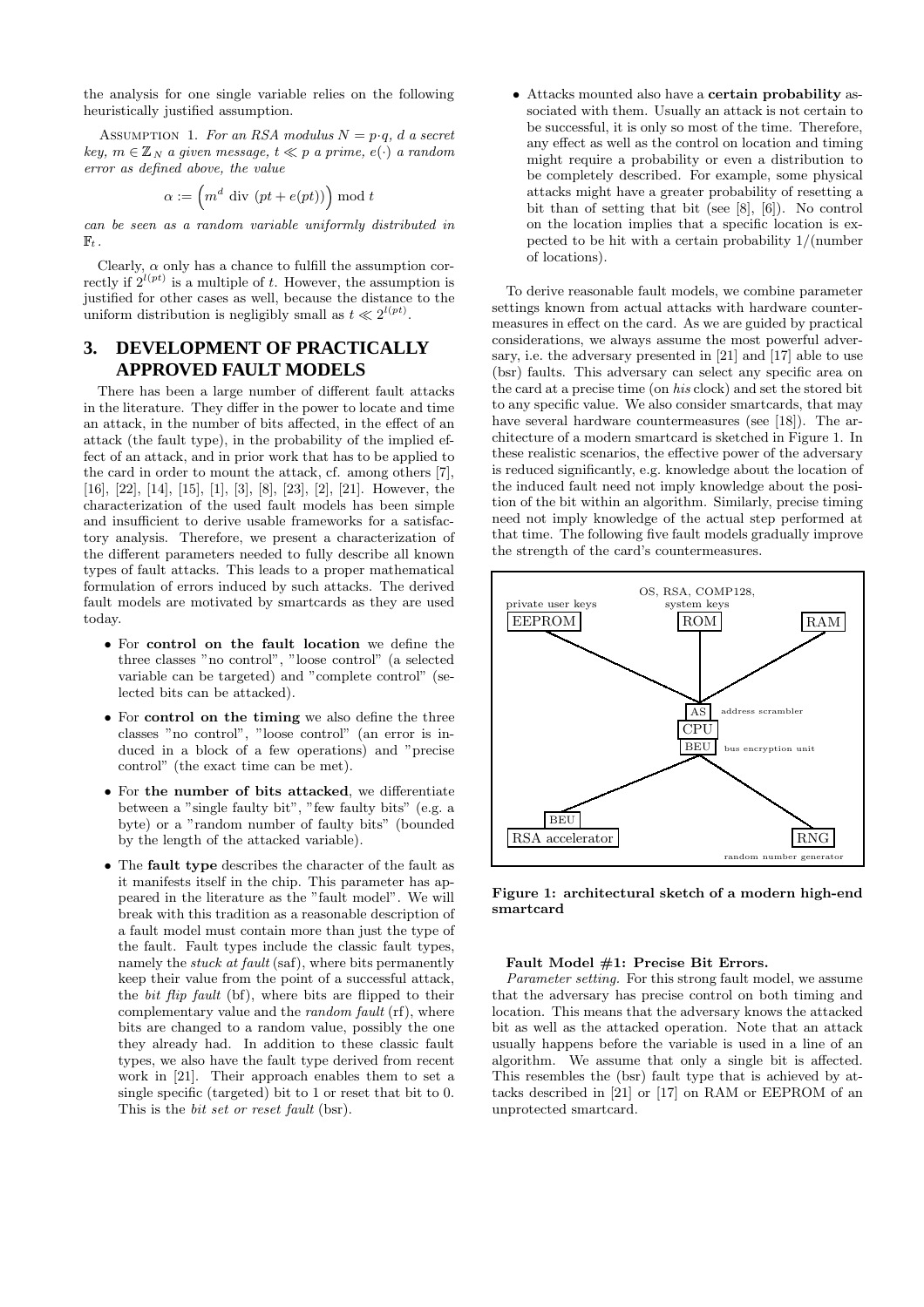the analysis for one single variable relies on the following heuristically justified assumption.

ASSUMPTION 1. *For an RSA modulus $N = p{\cdot}q$, $d$ a secret key, $m \in \mathbb{Z}_N$ a given message, $t \ll p$ a prime, $e(\cdot)$ a random error as defined above, the value*

$$\alpha := \left(m^d \text{ div } (pt + e(pt))\right) \bmod t$$

*can be seen as a random variable uniformly distributed in $\mathbb{F}_t$.*

Clearly, $\alpha$ only has a chance to fulfill the assumption correctly if $2^{l(pt)}$ is a multiple of $t$. However, the assumption is justified for other cases as well, because the distance to the uniform distribution is negligibly small as $t \ll 2^{l(pt)}$.

## 3. DEVELOPMENT OF PRACTICALLY APPROVED FAULT MODELS

There has been a large number of different fault attacks in the literature. They differ in the power to locate and time an attack, in the number of bits affected, in the effect of an attack (the fault type), in the probability of the implied effect of an attack, and in prior work that has to be applied to the card in order to mount the attack, cf. among others [7], [16], [22], [14], [15], [1], [3], [8], [23], [2], [21]. However, the characterization of the used fault models has been simple and insufficient to derive usable frameworks for a satisfactory analysis. Therefore, we present a characterization of the different parameters needed to fully describe all known types of fault attacks. This leads to a proper mathematical formulation of errors induced by such attacks. The derived fault models are motivated by smartcards as they are used today.

- For **control on the fault location** we define the three classes "no control", "loose control" (a selected variable can be targeted) and "complete control" (selected bits can be attacked).
- For **control on the timing** we also define the three classes "no control", "loose control" (an error is induced in a block of a few operations) and "precise control" (the exact time can be met).
- For **the number of bits attacked**, we differentiate between a "single faulty bit", "few faulty bits" (e.g. a byte) or a "random number of faulty bits" (bounded by the length of the attacked variable).
- The **fault type** describes the character of the fault as it manifests itself in the chip. This parameter has appeared in the literature as the "fault model". We will break with this tradition as a reasonable description of a fault model must contain more than just the type of the fault. Fault types include the classic fault types, namely the *stuck at fault* (saf), where bits permanently keep their value from the point of a successful attack, the *bit flip fault* (bf), where bits are flipped to their complementary value and the *random fault* (rf), where bits are changed to a random value, possibly the one they already had. In addition to these classic fault types, we also have the fault type derived from recent work in [21]. Their approach enables them to set a single specific (targeted) bit to 1 or reset that bit to 0. This is the *bit set or reset fault* (bsr).
- Attacks mounted also have a **certain probability** associated with them. Usually an attack is not certain to be successful, it is only so most of the time. Therefore, any effect as well as the control on location and timing might require a probability or even a distribution to be completely described. For example, some physical attacks might have a greater probability of resetting a bit than of setting that bit (see [8], [6]). No control on the location implies that a specific location is expected to be hit with a certain probability 1/(number of locations).

To derive reasonable fault models, we combine parameter settings known from actual attacks with hardware countermeasures in effect on the card. As we are guided by practical considerations, we always assume the most powerful adversary, i.e. the adversary presented in [21] and [17] able to use (bsr) faults. This adversary can select any specific area on the card at a precise time (on *his* clock) and set the stored bit to any specific value. We also consider smartcards, that may have several hardware countermeasures (see [18]). The architecture of a modern smartcard is sketched in Figure 1. In these realistic scenarios, the effective power of the adversary is reduced significantly, e.g. knowledge about the location of the induced fault need not imply knowledge about the position of the bit within an algorithm. Similarly, precise timing need not imply knowledge of the actual step performed at that time. The following five fault models gradually improve the strength of the card's countermeasures.

**Figure 1: architectural sketch of a modern high-end smartcard**

#### Fault Model #1: Precise Bit Errors.

*Parameter setting.* For this strong fault model, we assume that the adversary has precise control on both timing and location. This means that the adversary knows the attacked bit as well as the attacked operation. Note that an attack usually happens before the variable is used in a line of an algorithm. We assume that only a single bit is affected. This resembles the (bsr) fault type that is achieved by attacks described in [21] or [17] on RAM or EEPROM of an unprotected smartcard.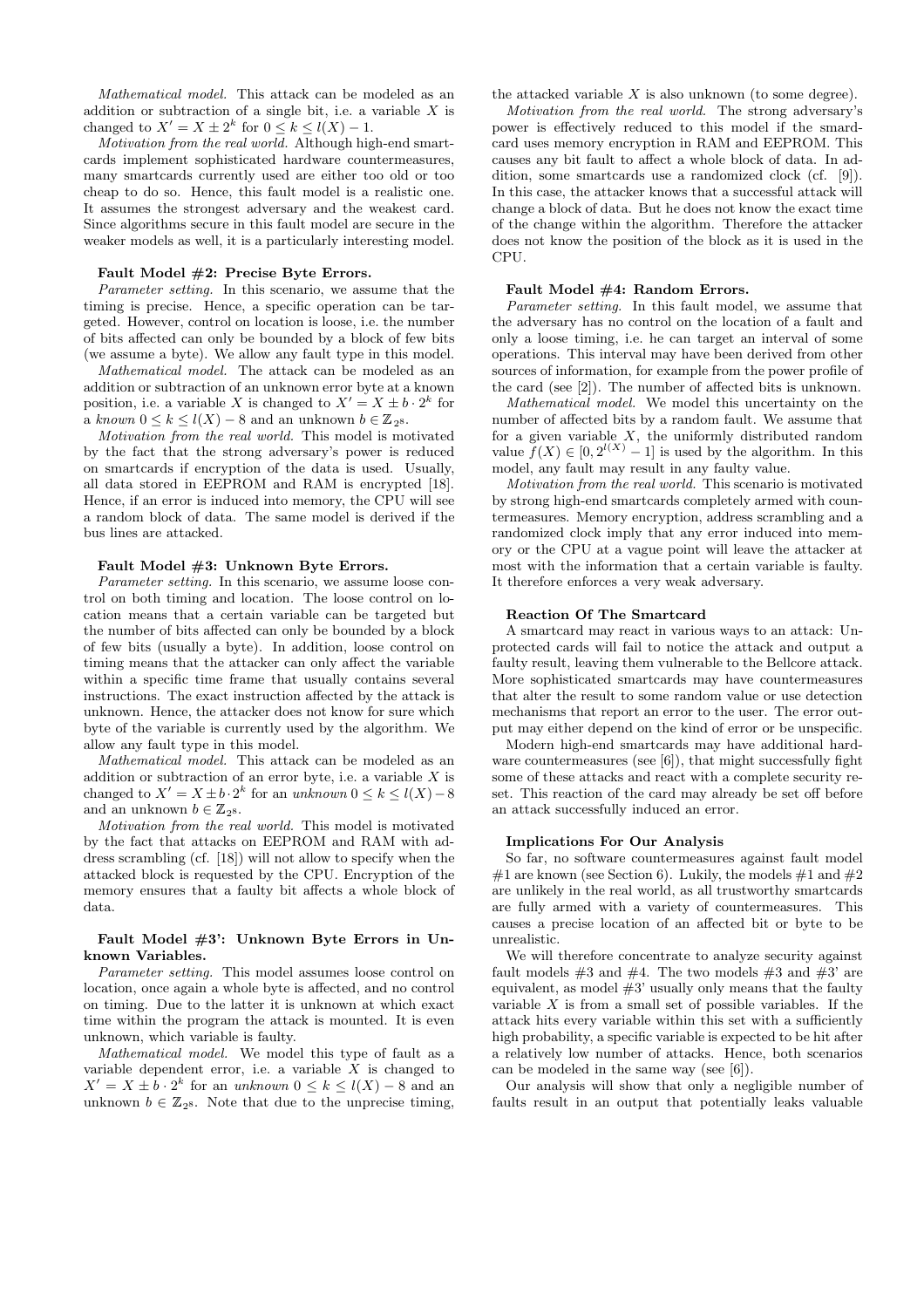*Mathematical model.* This attack can be modeled as an addition or subtraction of a single bit, i.e. a variable $X$ is changed to $X' = X \pm 2^k$ for $0 \le k \le l(X) - 1$.

*Motivation from the real world.* Although high-end smartcards implement sophisticated hardware countermeasures, many smartcards currently used are either too old or too cheap to do so. Hence, this fault model is a realistic one. It assumes the strongest adversary and the weakest card. Since algorithms secure in this fault model are secure in the weaker models as well, it is a particularly interesting model.

**Fault Model #2: Precise Byte Errors.**

*Parameter setting.* In this scenario, we assume that the timing is precise. Hence, a specific operation can be targeted. However, control on location is loose, i.e. the number of bits affected can only be bounded by a block of few bits (we assume a byte). We allow any fault type in this model.

*Mathematical model.* The attack can be modeled as an addition or subtraction of an unknown error byte at a known position, i.e. a variable $X$ is changed to $X' = X \pm b \cdot 2^k$ for a *known* $0 \le k \le l(X) - 8$ and an *unknown* $b \in \mathbb{Z}_{2^8}$.

*Motivation from the real world.* This model is motivated by the fact that the strong adversary's power is reduced on smartcards if encryption of the data is used. Usually, all data stored in EEPROM and RAM is encrypted [18]. Hence, if an error is induced into memory, the CPU will see a random block of data. The same model is derived if the bus lines are attacked.

**Fault Model #3: Unknown Byte Errors.**

*Parameter setting.* In this scenario, we assume loose control on both timing and location. The loose control on location means that a certain variable can be targeted but the number of bits affected can only be bounded by a block of few bits (usually a byte). In addition, loose control on timing means that the attacker can only affect the variable within a specific time frame that usually contains several instructions. The exact instruction affected by the attack is unknown. Hence, the attacker does not know for sure which byte of the variable is currently used by the algorithm. We allow any fault type in this model.

*Mathematical model.* This attack can be modeled as an addition or subtraction of an error byte, i.e. a variable $X$ is changed to $X' = X \pm b \cdot 2^k$ for an *unknown* $0 \le k \le l(X) - 8$ and an unknown $b \in \mathbb{Z}_{2^8}$.

*Motivation from the real world.* This model is motivated by the fact that attacks on EEPROM and RAM with address scrambling (cf. [18]) will not allow to specify when the attacked block is requested by the CPU. Encryption of the memory ensures that a faulty bit affects a whole block of data.

**Fault Model #3': Unknown Byte Errors in Unknown Variables.**

*Parameter setting.* This model assumes loose control on location, once again a whole byte is affected, and no control on timing. Due to the latter it is unknown at which exact time within the program the attack is mounted. It is even unknown, which variable is faulty.

*Mathematical model.* We model this type of fault as a variable dependent error, i.e. a variable $X$ is changed to $X' = X \pm b \cdot 2^k$ for an *unknown* $0 \le k \le l(X) - 8$ and an unknown $b \in \mathbb{Z}_{2^8}$. Note that due to the unprecise timing, the attacked variable $X$ is also unknown (to some degree).

*Motivation from the real world.* The strong adversary's power is effectively reduced to this model if the smartcard uses memory encryption in RAM and EEPROM. This causes any bit fault to affect a whole block of data. In addition, some smartcards use a randomized clock (cf. [9]). In this case, the attacker knows that a successful attack will change a block of data. But he does not know the exact time of the change within the algorithm. Therefore the attacker does not know the position of the block as it is used in the CPU.

**Fault Model #4: Random Errors.**

*Parameter setting.* In this fault model, we assume that the adversary has no control on the location of a fault and only a loose timing, i.e. he can target an interval of some operations. This interval may have been derived from other sources of information, for example from the power profile of the card (see [2]). The number of affected bits is unknown.

*Mathematical model.* We model this uncertainty on the number of affected bits by a random fault. We assume that for a given variable $X$, the uniformly distributed random value $f(X) \in [0, 2^{l(X)} - 1]$ is used by the algorithm. In this model, any fault may result in any faulty value.

*Motivation from the real world.* This scenario is motivated by strong high-end smartcards completely armed with countermeasures. Memory encryption, address scrambling and a randomized clock imply that any error induced into memory or the CPU at a vague point will leave the attacker at most with the information that a certain variable is faulty. It therefore enforces a very weak adversary.

**Reaction Of The Smartcard**

A smartcard may react in various ways to an attack: Unprotected cards will fail to notice the attack and output a faulty result, leaving them vulnerable to the Bellcore attack. More sophisticated smartcards may have countermeasures that alter the result to some random value or use detection mechanisms that report an error to the user. The error output may either depend on the kind of error or be unspecific.

Modern high-end smartcards may have additional hardware countermeasures (see [6]), that might successfully fight some of these attacks and react with a complete security reset. This reaction of the card may already be set off before an attack successfully induced an error.

**Implications For Our Analysis**

So far, no software countermeasures against fault model #1 are known (see Section 6). Lukily, the models #1 and #2 are unlikely in the real world, as all trustworthy smartcards are fully armed with a variety of countermeasures. This causes a precise location of an affected bit or byte to be unrealistic.

We will therefore concentrate to analyze security against fault models #3 and #4. The two models #3 and #3' are equivalent, as model #3' usually only means that the faulty variable $X$ is from a small set of possible variables. If the attack hits every variable within this set with a sufficiently high probability, a specific variable is expected to be hit after a relatively low number of attacks. Hence, both scenarios can be modeled in the same way (see [6]).

Our analysis will show that only a negligible number of faults result in an output that potentially leaks valuable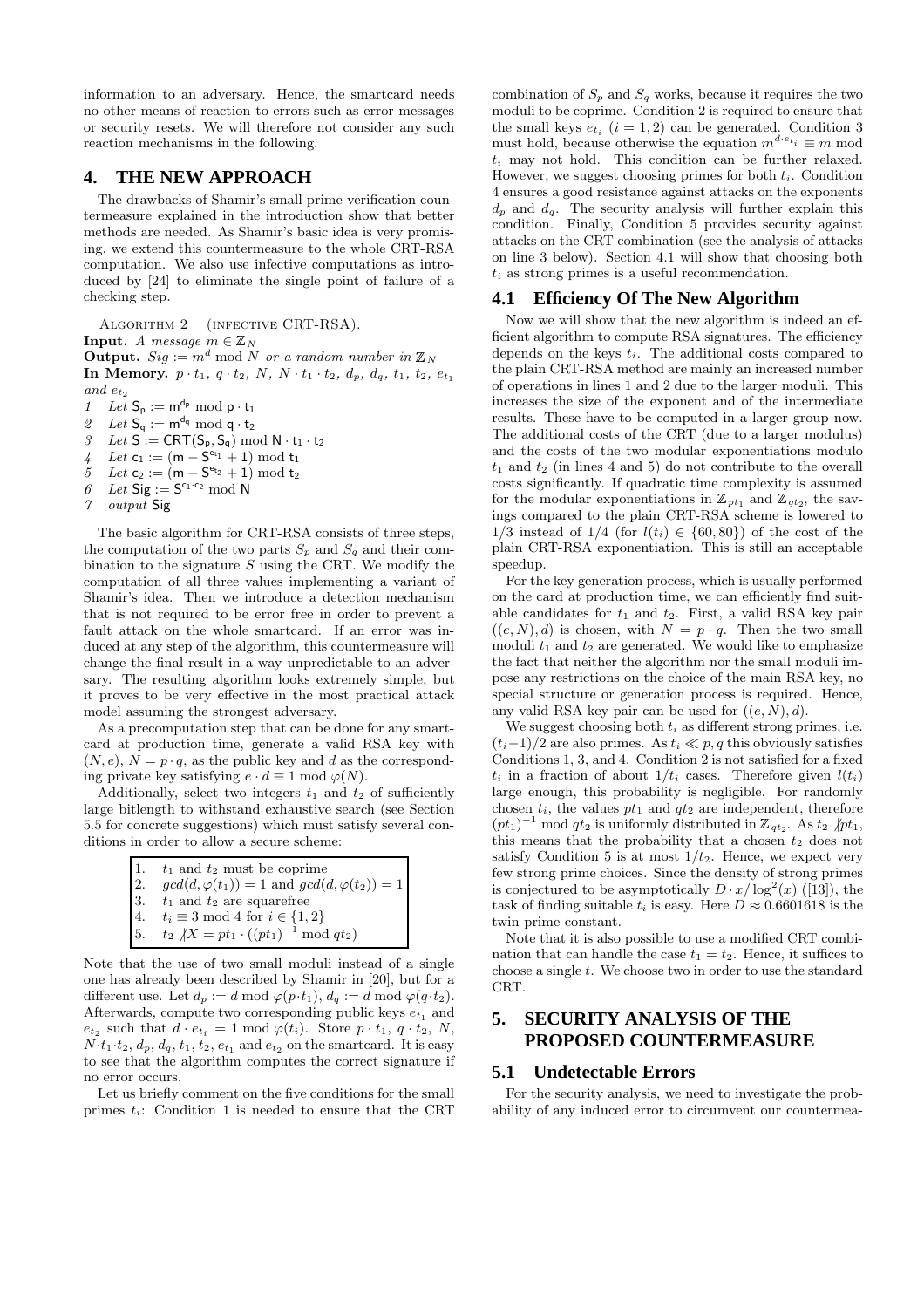information to an adversary. Hence, the smartcard needs no other means of reaction to errors such as error messages or security resets. We will therefore not consider any such reaction mechanisms in the following.

## 4. THE NEW APPROACH

The drawbacks of Shamir's small prime verification countermeasure explained in the introduction show that better methods are needed. As Shamir's basic idea is very promising, we extend this countermeasure to the whole CRT-RSA computation. We also use infective computations as introduced by [24] to eliminate the single point of failure of a checking step.

Algorithm 2 (infective CRT-RSA).
**Input.** *A message* $m \in \mathbb{Z}_N$
**Output.** $Sig := m^d \bmod N$ *or a random number in* $\mathbb{Z}_N$
**In Memory.** $p \cdot t_1$, $q \cdot t_2$, $N$, $N \cdot t_1 \cdot t_2$, $d_p$, $d_q$, $t_1$, $t_2$, $e_{t_1}$ *and* $e_{t_2}$

1. Let $S_p := m^{d_p} \bmod p \cdot t_1$
2. Let $S_q := m^{d_q} \bmod q \cdot t_2$
3. Let $S := CRT(S_p, S_q) \bmod N \cdot t_1 \cdot t_2$
4. Let $c_1 := (m - S^{e_{t_1}} + 1) \bmod t_1$
5. Let $c_2 := (m - S^{e_{t_2}} + 1) \bmod t_2$
6. Let $Sig := S^{c_1 \cdot c_2} \bmod N$
7. *output* Sig

The basic algorithm for CRT-RSA consists of three steps, the computation of the two parts $S_p$ and $S_q$ and their combination to the signature $S$ using the CRT. We modify the computation of all three values implementing a variant of Shamir's idea. Then we introduce a detection mechanism that is not required to be error free in order to prevent a fault attack on the whole smartcard. If an error was induced at any step of the algorithm, this countermeasure will change the final result in a way unpredictable to an adversary. The resulting algorithm looks extremely simple, but it proves to be very effective in the most practical attack model assuming the strongest adversary.

As a precomputation step that can be done for any smartcard at production time, generate a valid RSA key with $(N, e)$, $N = p \cdot q$, as the public key and $d$ as the corresponding private key satisfying $e \cdot d \equiv 1 \bmod \varphi(N)$.

Additionally, select two integers $t_1$ and $t_2$ of sufficiently large bitlength to withstand exhaustive search (see Section 5.5 for concrete suggestions) which must satisfy several conditions in order to allow a secure scheme:

1. $t_1$ and $t_2$ must be coprime
2. $gcd(d, \varphi(t_1)) = 1$ and $gcd(d, \varphi(t_2)) = 1$
3. $t_1$ and $t_2$ are squarefree
4. $t_i \equiv 3 \bmod 4$ for $i \in \{1, 2\}$
5. $t_2 \not| X = pt_1 \cdot ((pt_1)^{-1} \bmod qt_2)$

Note that the use of two small moduli instead of a single one has already been described by Shamir in [20], but for a different use. Let $d_p := d \bmod \varphi(p \cdot t_1)$, $d_q := d \bmod \varphi(q \cdot t_2)$. Afterwards, compute two corresponding public keys $e_{t_1}$ and $e_{t_2}$ such that $d \cdot e_{t_i} = 1 \bmod \varphi(t_i)$. Store $p \cdot t_1$, $q \cdot t_2$, $N$, $N \cdot t_1 \cdot t_2$, $d_p$, $d_q$, $t_1$, $t_2$, $e_{t_1}$ and $e_{t_2}$ on the smartcard. It is easy to see that the algorithm computes the correct signature if no error occurs.

Let us briefly comment on the five conditions for the small primes $t_i$: Condition 1 is needed to ensure that the CRT combination of $S_p$ and $S_q$ works, because it requires the two moduli to be coprime. Condition 2 is required to ensure that the small keys $e_{t_i}$ $(i = 1, 2)$ can be generated. Condition 3 must hold, because otherwise the equation $m^{d \cdot e_{t_i}} \equiv m \bmod t_i$ may not hold. This condition can be further relaxed. However, we suggest choosing primes for both $t_i$. Condition 4 ensures a good resistance against attacks on the exponents $d_p$ and $d_q$. The security analysis will further explain this condition. Finally, Condition 5 provides security against attacks on the CRT combination (see the analysis of attacks on line 3 below). Section 4.1 will show that choosing both $t_i$ as strong primes is a useful recommendation.

### 4.1 Efficiency Of The New Algorithm

Now we will show that the new algorithm is indeed an efficient algorithm to compute RSA signatures. The efficiency depends on the keys $t_i$. The additional costs compared to the plain CRT-RSA method are mainly an increased number of operations in lines 1 and 2 due to the larger moduli. This increases the size of the exponent and of the intermediate results. These have to be computed in a larger group now. The additional costs of the CRT (due to a larger modulus) and the costs of the two modular exponentiations modulo $t_1$ and $t_2$ (in lines 4 and 5) do not contribute to the overall costs significantly. If quadratic time complexity is assumed for the modular exponentiations in $\mathbb{Z}_{pt_1}$ and $\mathbb{Z}_{qt_2}$, the savings compared to the plain CRT-RSA scheme is lowered to $1/3$ instead of $1/4$ (for $l(t_i) \in \{60, 80\}$) of the cost of the plain CRT-RSA exponentiation. This is still an acceptable speedup.

For the key generation process, which is usually performed on the card at production time, we can efficiently find suitable candidates for $t_1$ and $t_2$. First, a valid RSA key pair $((e, N), d)$ is chosen, with $N = p \cdot q$. Then the two small moduli $t_1$ and $t_2$ are generated. We would like to emphasize the fact that neither the algorithm nor the small moduli impose any restrictions on the choice of the main RSA key, no special structure or generation process is required. Hence, any valid RSA key pair can be used for $((e, N), d)$.

We suggest choosing both $t_i$ as different strong primes, i.e. $(t_i - 1)/2$ are also primes. As $t_i \ll p, q$ this obviously satisfies Conditions 1, 3, and 4. Condition 2 is not satisfied for a fixed $t_i$ in a fraction of about $1/t_i$ cases. Therefore given $l(t_i)$ large enough, this probability is negligible. For randomly chosen $t_i$, the values $pt_1$ and $qt_2$ are independent, therefore $(pt_1)^{-1} \bmod qt_2$ is uniformly distributed in $\mathbb{Z}_{qt_2}$. As $t_2 \not| pt_1$, this means that the probability that a chosen $t_2$ does not satisfy Condition 5 is at most $1/t_2$. Hence, we expect very few strong prime choices. Since the density of strong primes is conjectured to be asymptotically $D \cdot x / \log^2(x)$ ([13]), the task of finding suitable $t_i$ is easy. Here $D \approx 0.6601618$ is the twin prime constant.

Note that it is also possible to use a modified CRT combination that can handle the case $t_1 = t_2$. Hence, it suffices to choose a single $t$. We choose two in order to use the standard CRT.

## 5. SECURITY ANALYSIS OF THE PROPOSED COUNTERMEASURE

### 5.1 Undetectable Errors

For the security analysis, we need to investigate the probability of any induced error to circumvent our countermea-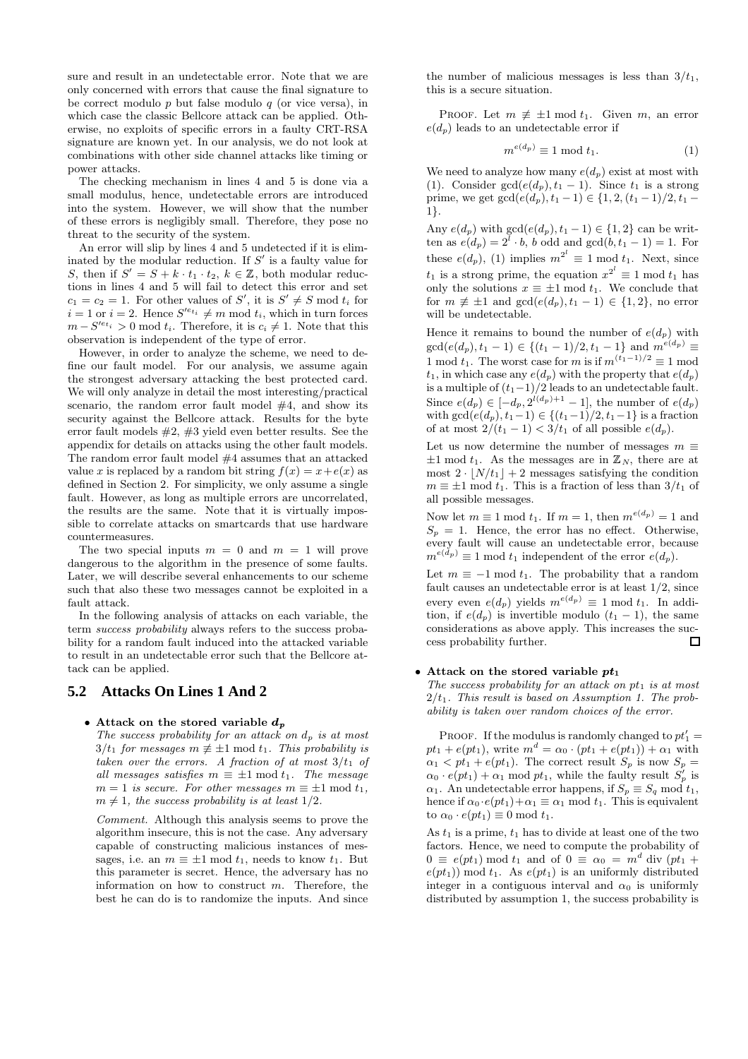sure and result in an undetectable error. Note that we are only concerned with errors that cause the final signature to be correct modulo $p$ but false modulo $q$ (or vice versa), in which case the classic Bellcore attack can be applied. Otherwise, no exploits of specific errors in a faulty CRT-RSA signature are known yet. In our analysis, we do not look at combinations with other side channel attacks like timing or power attacks.

The checking mechanism in lines 4 and 5 is done via a small modulus, hence, undetectable errors are introduced into the system. However, we will show that the number of these errors is negligibly small. Therefore, they pose no threat to the security of the system.

An error will slip by lines 4 and 5 undetected if it is eliminated by the modular reduction. If $S'$ is a faulty value for $S$, then if $S' = S + k \cdot t_1 \cdot t_2$, $k \in \mathbb{Z}$, both modular reductions in lines 4 and 5 will fail to detect this error and set $c_1 = c_2 = 1$. For other values of $S'$, it is $S' \neq S \bmod t_i$ for $i = 1$ or $i = 2$. Hence $S'^{e_{t_i}} \neq m \bmod t_i$, which in turn forces $m - S'^{e_{t_i}} > 0 \bmod t_i$. Therefore, it is $c_i \neq 1$. Note that this observation is independent of the type of error.

However, in order to analyze the scheme, we need to define our fault model. For our analysis, we assume again the strongest adversary attacking the best protected card. We will only analyze in detail the most interesting/practical scenario, the random error fault model #4, and show its security against the Bellcore attack. Results for the byte error fault models #2, #3 yield even better results. See the appendix for details on attacks using the other fault models. The random error fault model #4 assumes that an attacked value $x$ is replaced by a random bit string $f(x) = x + e(x)$ as defined in Section 2. For simplicity, we only assume a single fault. However, as long as multiple errors are uncorrelated, the results are the same. Note that it is virtually impossible to correlate attacks on smartcards that use hardware countermeasures.

The two special inputs $m = 0$ and $m = 1$ will prove dangerous to the algorithm in the presence of some faults. Later, we will describe several enhancements to our scheme such that also these two messages cannot be exploited in a fault attack.

In the following analysis of attacks on each variable, the term *success probability* always refers to the success probability for a random fault induced into the attacked variable to result in an undetectable error such that the Bellcore attack can be applied.

## 5.2 Attacks On Lines 1 And 2

- **Attack on the stored variable $d_p$**

*The success probability for an attack on $d_p$ is at most $3/t_1$ for messages $m \not\equiv \pm 1 \bmod t_1$. This probability is taken over the errors. A fraction of at most $3/t_1$ of all messages satisfies $m \equiv \pm 1 \bmod t_1$. The message $m = 1$ is secure. For other messages $m \equiv \pm 1 \bmod t_1$, $m \neq 1$, the success probability is at least $1/2$.*

*Comment.* Although this analysis seems to prove the algorithm insecure, this is not the case. Any adversary capable of constructing malicious instances of messages, i.e. an $m \equiv \pm 1 \bmod t_1$, needs to know $t_1$. But this parameter is secret. Hence, the adversary has no information on how to construct $m$. Therefore, the best he can do is to randomize the inputs. And since the number of malicious messages is less than $3/t_1$, this is a secure situation.

Proof. Let $m \not\equiv \pm 1 \bmod t_1$. Given $m$, an error $e(d_p)$ leads to an undetectable error if

$$m^{e(d_p)} \equiv 1 \bmod t_1. \tag{1}$$

We need to analyze how many $e(d_p)$ exist at most with (1). Consider $\gcd(e(d_p), t_1 - 1)$. Since $t_1$ is a strong prime, we get $\gcd(e(d_p), t_1 - 1) \in \{1, 2, (t_1 - 1)/2, t_1 - 1\}$.

Any $e(d_p)$ with $\gcd(e(d_p), t_1 - 1) \in \{1, 2\}$ can be written as $e(d_p) = 2^l \cdot b$, $b$ odd and $\gcd(b, t_1 - 1) = 1$. For these $e(d_p)$, (1) implies $m^{2^l} \equiv 1 \bmod t_1$. Next, since $t_1$ is a strong prime, the equation $x^{2^l} \equiv 1 \bmod t_1$ has only the solutions $x \equiv \pm 1 \bmod t_1$. We conclude that for $m \not\equiv \pm 1$ and $\gcd(e(d_p), t_1 - 1) \in \{1, 2\}$, no error will be undetectable.

Hence it remains to bound the number of $e(d_p)$ with $\gcd(e(d_p), t_1 - 1) \in \{(t_1 - 1)/2, t_1 - 1\}$ and $m^{e(d_p)} \equiv 1 \bmod t_1$. The worst case for $m$ is if $m^{(t_1-1)/2} \equiv 1 \bmod t_1$, in which case any $e(d_p)$ with the property that $e(d_p)$ is a multiple of $(t_1-1)/2$ leads to an undetectable fault. Since $e(d_p) \in [-d_p, 2^{l(d_p)+1} - 1]$, the number of $e(d_p)$ with $\gcd(e(d_p), t_1 - 1) \in \{(t_1 - 1)/2, t_1 - 1\}$ is a fraction of at most $2/(t_1 - 1) < 3/t_1$ of all possible $e(d_p)$.

Let us now determine the number of messages $m \equiv \pm 1 \bmod t_1$. As the messages are in $\mathbb{Z}_N$, there are at most $2 \cdot \lfloor N/t_1 \rfloor + 2$ messages satisfying the condition $m \equiv \pm 1 \bmod t_1$. This is a fraction of less than $3/t_1$ of all possible messages.

Now let $m \equiv 1 \bmod t_1$. If $m = 1$, then $m^{e(d_p)} = 1$ and $S_p = 1$. Hence, the error has no effect. Otherwise, every fault will cause an undetectable error, because $m^{e(d_p)} \equiv 1 \bmod t_1$ independent of the error $e(d_p)$.

Let $m \equiv -1 \bmod t_1$. The probability that a random fault causes an undetectable error is at least $1/2$, since every even $e(d_p)$ yields $m^{e(d_p)} \equiv 1 \bmod t_1$. In addition, if $e(d_p)$ is invertible modulo $(t_1 - 1)$, the same considerations as above apply. This increases the success probability further. □

- **Attack on the stored variable $pt_1$**

*The success probability for an attack on $pt_1$ is at most $2/t_1$. This result is based on Assumption 1. The probability is taken over random choices of the error.*

Proof. If the modulus is randomly changed to $pt_1' = pt_1 + e(pt_1)$, write $m^d = \alpha_0 \cdot (pt_1 + e(pt_1)) + \alpha_1$ with $\alpha_1 < pt_1 + e(pt_1)$. The correct result $S_p$ is now $S_p = \alpha_0 \cdot e(pt_1) + \alpha_1 \bmod pt_1$, while the faulty result $S_p'$ is $\alpha_1$. An undetectable error happens, if $S_p \equiv S_q \bmod t_1$, hence if $\alpha_0 \cdot e(pt_1) + \alpha_1 \equiv \alpha_1 \bmod t_1$. This is equivalent to $\alpha_0 \cdot e(pt_1) \equiv 0 \bmod t_1$.

As $t_1$ is a prime, $t_1$ has to divide at least one of the two factors. Hence, we need to compute the probability of $0 \equiv e(pt_1) \bmod t_1$ and of $0 \equiv \alpha_0 = m^d \operatorname{div} (pt_1 + e(pt_1)) \bmod t_1$. As $e(pt_1)$ is an uniformly distributed integer in a contiguous interval and $\alpha_0$ is uniformly distributed by assumption 1, the success probability is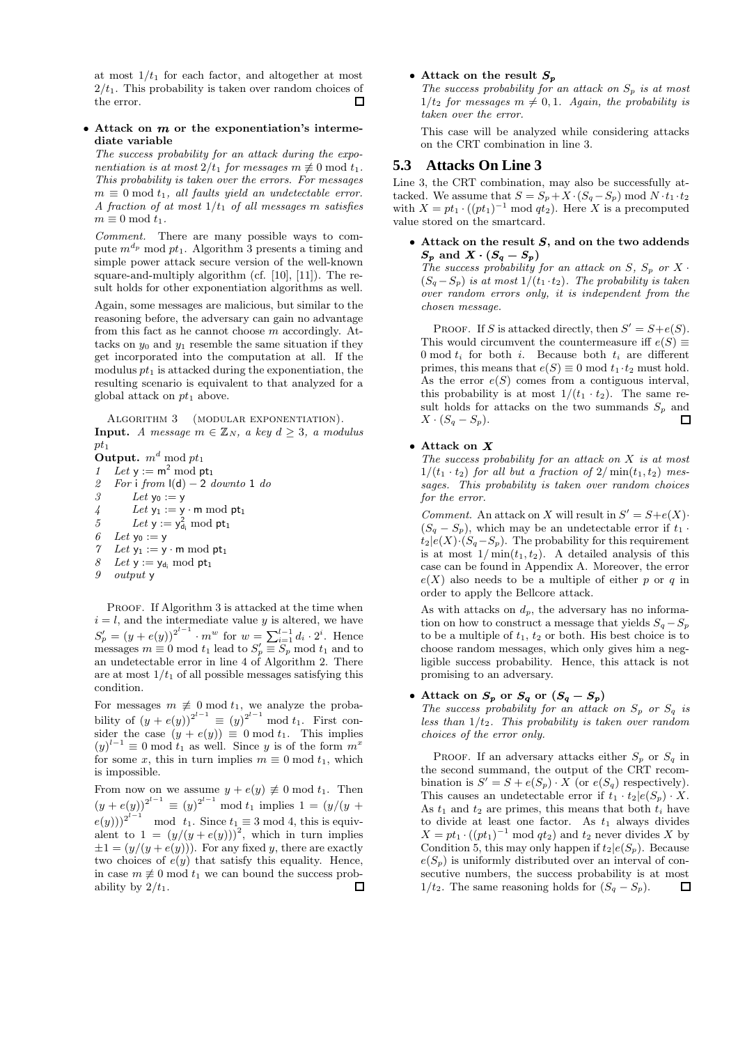at most $1/t_1$ for each factor, and altogether at most $2/t_1$. This probability is taken over random choices of the error. □

- **Attack on $m$ or the exponentiation's intermediate variable**
  *The success probability for an attack during the exponentiation is at most $2/t_1$ for messages $m \not\equiv 0 \bmod t_1$. This probability is taken over the errors. For messages $m \equiv 0 \bmod t_1$, all faults yield an undetectable error. A fraction of at most $1/t_1$ of all messages $m$ satisfies $m \equiv 0 \bmod t_1$.*

  *Comment.* There are many possible ways to compute $m^{d_p} \bmod pt_1$. Algorithm 3 presents a timing and simple power attack secure version of the well-known square-and-multiply algorithm (cf. [10], [11]). The result holds for other exponentiation algorithms as well.

  Again, some messages are malicious, but similar to the reasoning before, the adversary can gain no advantage from this fact as he cannot choose $m$ accordingly. Attacks on $y_0$ and $y_1$ resemble the same situation if they get incorporated into the computation at all. If the modulus $pt_1$ is attacked during the exponentiation, the resulting scenario is equivalent to that analyzed for a global attack on $pt_1$ above.

ALGORITHM 3 (MODULAR EXPONENTIATION).
**Input.** *A message $m \in \mathbb{Z}_N$, a key $d \geq 3$, a modulus $pt_1$*
**Output.** $m^d \bmod pt_1$

```
1  Let y := m^2 mod pt_1
2  For i from l(d) − 2 downto 1 do
3      Let y_0 := y
4      Let y_1 := y · m mod pt_1
5      Let y := y_{d_i}^2 mod pt_1
6  Let y_0 := y
7  Let y_1 := y · m mod pt_1
8  Let y := y_{d_i} mod pt_1
9  output y
```

PROOF. If Algorithm 3 is attacked at the time when $i = l$, and the intermediate value $y$ is altered, we have $S_p' = (y + e(y))^{2^{l-1}} \cdot m^w$ for $w = \sum_{i=1}^{l-1} d_i \cdot 2^i$. Hence messages $m \equiv 0 \bmod t_1$ lead to $S_p' \equiv S_p \bmod t_1$ and to an undetectable error in line 4 of Algorithm 2. There are at most $1/t_1$ of all possible messages satisfying this condition.

For messages $m \not\equiv 0 \bmod t_1$, we analyze the probability of $(y + e(y))^{2^{l-1}} \equiv (y)^{2^{l-1}} \bmod t_1$. First consider the case $(y + e(y)) \equiv 0 \bmod t_1$. This implies $(y)^{l-1} \equiv 0 \bmod t_1$ as well. Since $y$ is of the form $m^x$ for some $x$, this in turn implies $m \equiv 0 \bmod t_1$, which is impossible.

From now on we assume $y + e(y) \not\equiv 0 \bmod t_1$. Then $(y + e(y))^{2^{l-1}} \equiv (y)^{2^{l-1}} \bmod t_1$ implies $1 = (y/(y + e(y)))^{2^{l-1}} \bmod t_1$. Since $t_1 \equiv 3 \bmod 4$, this is equivalent to $1 = (y/(y + e(y)))^2$, which in turn implies $\pm 1 = (y/(y + e(y)))$. For any fixed $y$, there are exactly two choices of $e(y)$ that satisfy this equality. Hence, in case $m \not\equiv 0 \bmod t_1$ we can bound the success probability by $2/t_1$. □

- **Attack on the result $S_p$**
  *The success probability for an attack on $S_p$ is at most $1/t_2$ for messages $m \neq 0, 1$. Again, the probability is taken over the error.*

  This case will be analyzed while considering attacks on the CRT combination in line 3.

## 5.3 Attacks On Line 3

Line 3, the CRT combination, may also be successfully attacked. We assume that $S = S_p + X \cdot (S_q - S_p) \bmod N \cdot t_1 \cdot t_2$ with $X = pt_1 \cdot ((pt_1)^{-1} \bmod qt_2)$. Here $X$ is a precomputed value stored on the smartcard.

- **Attack on the result $S$, and on the two addends $S_p$ and $X \cdot (S_q - S_p)$**
  *The success probability for an attack on $S$, $S_p$ or $X \cdot (S_q - S_p)$ is at most $1/(t_1 \cdot t_2)$. The probability is taken over random errors only, it is independent from the chosen message.*

  PROOF. If $S$ is attacked directly, then $S' = S + e(S)$. This would circumvent the countermeasure iff $e(S) \equiv 0 \bmod t_i$ for both $i$. Because both $t_i$ are different primes, this means that $e(S) \equiv 0 \bmod t_1 \cdot t_2$ must hold. As the error $e(S)$ comes from a contiguous interval, this probability is at most $1/(t_1 \cdot t_2)$. The same result holds for attacks on the two summands $S_p$ and $X \cdot (S_q - S_p)$. □

- **Attack on $X$**
  *The success probability for an attack on $X$ is at most $1/(t_1 \cdot t_2)$ for all but a fraction of $2/\min(t_1, t_2)$ messages. This probability is taken over random choices for the error.*

  *Comment.* An attack on $X$ will result in $S' = S + e(X) \cdot (S_q - S_p)$, which may be an undetectable error if $t_1 \cdot t_2 | e(X) \cdot (S_q - S_p)$. The probability for this requirement is at most $1/\min(t_1, t_2)$. A detailed analysis of this case can be found in Appendix A. Moreover, the error $e(X)$ also needs to be a multiple of either $p$ or $q$ in order to apply the Bellcore attack.

  As with attacks on $d_p$, the adversary has no information on how to construct a message that yields $S_q - S_p$ to be a multiple of $t_1$, $t_2$ or both. His best choice is to choose random messages, which only gives him a negligible success probability. Hence, this attack is not promising to an adversary.

- **Attack on $S_p$ or $S_q$ or $(S_q - S_p)$**
  *The success probability for an attack on $S_p$ or $S_q$ is less than $1/t_2$. This probability is taken over random choices of the error only.*

  PROOF. If an adversary attacks either $S_p$ or $S_q$ in the second summand, the output of the CRT recombination is $S' = S + e(S_p) \cdot X$ (or $e(S_q)$ respectively). This causes an undetectable error if $t_1 \cdot t_2 | e(S_p) \cdot X$. As $t_1$ and $t_2$ are primes, this means that both $t_i$ have to divide at least one factor. As $t_1$ always divides $X = pt_1 \cdot ((pt_1)^{-1} \bmod qt_2)$ and $t_2$ never divides $X$ by Condition 5, this may only happen if $t_2 | e(S_p)$. Because $e(S_p)$ is uniformly distributed over an interval of consecutive numbers, the success probability is at most $1/t_2$. The same reasoning holds for $(S_q - S_p)$. □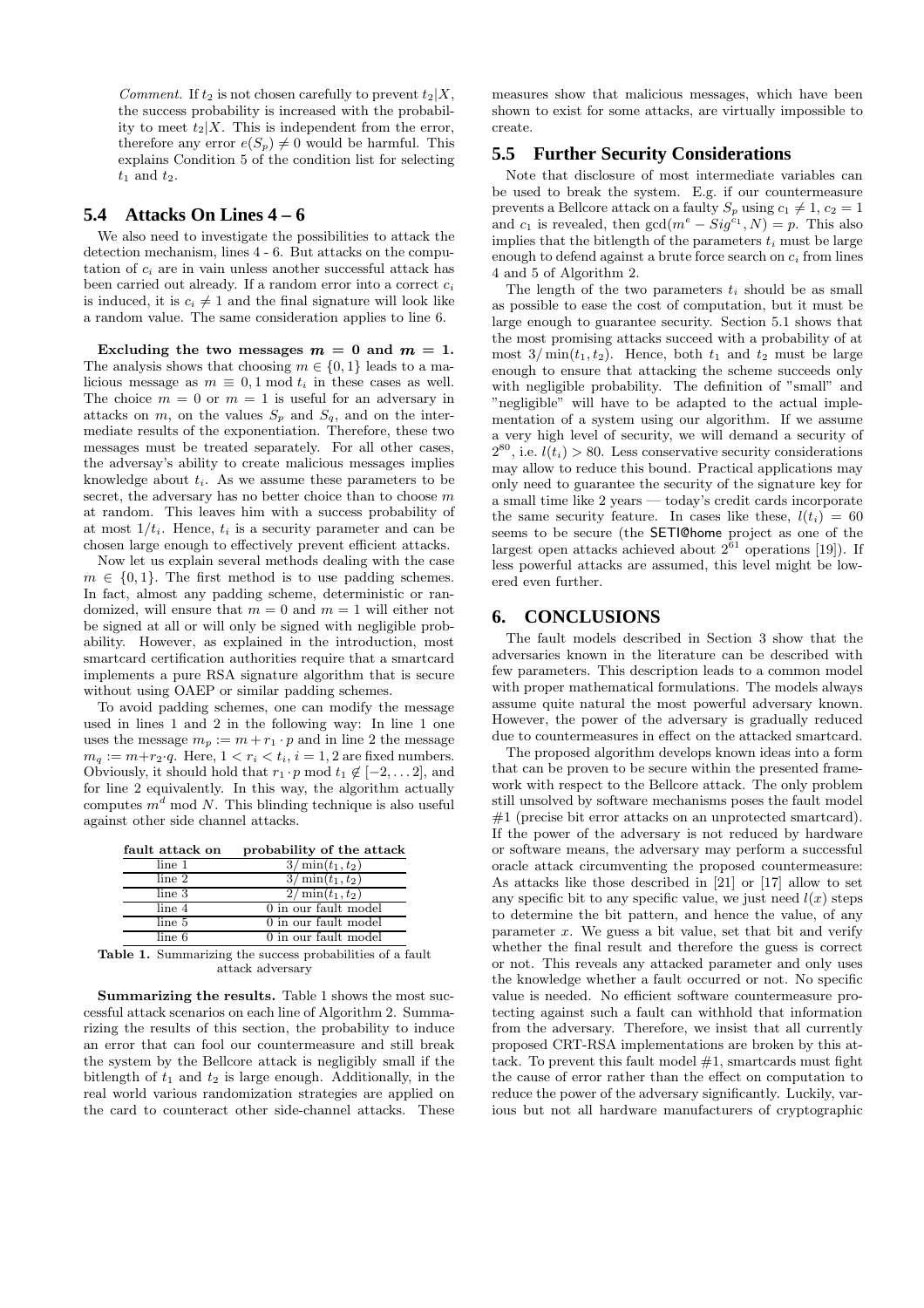*Comment.* If $t_2$ is not chosen carefully to prevent $t_2|X$, the success probability is increased with the probability to meet $t_2|X$. This is independent from the error, therefore any error $e(S_p) \neq 0$ would be harmful. This explains Condition 5 of the condition list for selecting $t_1$ and $t_2$.

## 5.4 Attacks On Lines 4 – 6

We also need to investigate the possibilities to attack the detection mechanism, lines 4 - 6. But attacks on the computation of $c_i$ are in vain unless another successful attack has been carried out already. If a random error into a correct $c_i$ is induced, it is $c_i \neq 1$ and the final signature will look like a random value. The same consideration applies to line 6.

**Excluding the two messages $m = 0$ and $m = 1$.** The analysis shows that choosing $m \in \{0, 1\}$ leads to a malicious message as $m \equiv 0, 1 \bmod t_i$ in these cases as well. The choice $m = 0$ or $m = 1$ is useful for an adversary in attacks on $m$, on the values $S_p$ and $S_q$, and on the intermediate results of the exponentiation. Therefore, these two messages must be treated separately. For all other cases, the adversary's ability to create malicious messages implies knowledge about $t_i$. As we assume these parameters to be secret, the adversary has no better choice than to choose $m$ at random. This leaves him with a success probability of at most $1/t_i$. Hence, $t_i$ is a security parameter and can be chosen large enough to effectively prevent efficient attacks.

Now let us explain several methods dealing with the case $m \in \{0, 1\}$. The first method is to use padding schemes. In fact, almost any padding scheme, deterministic or randomized, will ensure that $m = 0$ and $m = 1$ will either not be signed at all or will only be signed with negligible probability. However, as explained in the introduction, most smartcard certification authorities require that a smartcard implements a pure RSA signature algorithm that is secure without using OAEP or similar padding schemes.

To avoid padding schemes, one can modify the message used in lines 1 and 2 in the following way: In line 1 one uses the message $m_p := m + r_1 \cdot p$ and in line 2 the message $m_q := m + r_2 \cdot q$. Here, $1 < r_i < t_i$, $i = 1, 2$ are fixed numbers. Obviously, it should hold that $r_1 \cdot p \bmod t_1 \notin [-2, \ldots 2]$, and for line 2 equivalently. In this way, the algorithm actually computes $m^d \bmod N$. This blinding technique is also useful against other side channel attacks.

| fault attack on | probability of the attack |
|---|---|
| line 1 | $3/\min(t_1, t_2)$ |
| line 2 | $3/\min(t_1, t_2)$ |
| line 3 | $2/\min(t_1, t_2)$ |
| line 4 | 0 in our fault model |
| line 5 | 0 in our fault model |
| line 6 | 0 in our fault model |

**Table 1.** Summarizing the success probabilities of a fault attack adversary

**Summarizing the results.** Table 1 shows the most successful attack scenarios on each line of Algorithm 2. Summarizing the results of this section, the probability to induce an error that can fool our countermeasure and still break the system by the Bellcore attack is negligibly small if the bitlength of $t_1$ and $t_2$ is large enough. Additionally, in the real world various randomization strategies are applied on the card to counteract other side-channel attacks. These measures show that malicious messages, which have been shown to exist for some attacks, are virtually impossible to create.

## 5.5 Further Security Considerations

Note that disclosure of most intermediate variables can be used to break the system. E.g. if our countermeasure prevents a Bellcore attack on a faulty $S_p$ using $c_1 \neq 1$, $c_2 = 1$ and $c_1$ is revealed, then $\gcd(m^e - Sig^{c_1}, N) = p$. This also implies that the bitlength of the parameters $t_i$ must be large enough to defend against a brute force search on $c_i$ from lines 4 and 5 of Algorithm 2.

The length of the two parameters $t_i$ should be as small as possible to ease the cost of computation, but it must be large enough to guarantee security. Section 5.1 shows that the most promising attacks succeed with a probability of at most $3/\min(t_1, t_2)$. Hence, both $t_1$ and $t_2$ must be large enough to ensure that attacking the scheme succeeds only with negligible probability. The definition of "small" and "negligible" will have to be adapted to the actual implementation of a system using our algorithm. If we assume a very high level of security, we will demand a security of $2^{80}$, i.e. $l(t_i) > 80$. Less conservative security considerations may allow to reduce this bound. Practical applications may only need to guarantee the security of the signature key for a small time like 2 years — today's credit cards incorporate the same security feature. In cases like these, $l(t_i) = 60$ seems to be secure (the SETI@home project as one of the largest open attacks achieved about $2^{61}$ operations [19]). If less powerful attacks are assumed, this level might be lowered even further.

# 6. CONCLUSIONS

The fault models described in Section 3 show that the adversaries known in the literature can be described with few parameters. This description leads to a common model with proper mathematical formulations. The models always assume quite natural the most powerful adversary known. However, the power of the adversary is gradually reduced due to countermeasures in effect on the attacked smartcard.

The proposed algorithm develops known ideas into a form that can be proven to be secure within the presented framework with respect to the Bellcore attack. The only problem still unsolved by software mechanisms poses the fault model #1 (precise bit error attacks on an unprotected smartcard). If the power of the adversary is not reduced by hardware or software means, the adversary may perform a successful oracle attack circumventing the proposed countermeasure: As attacks like those described in [21] or [17] allow to set any specific bit to any specific value, we just need $l(x)$ steps to determine the bit pattern, and hence the value, of any parameter $x$. We guess a bit value, set that bit and verify whether the final result and therefore the guess is correct or not. This reveals any attacked parameter and only uses the knowledge whether a fault occurred or not. No specific value is needed. No efficient software countermeasure protecting against such a fault can withhold that information from the adversary. Therefore, we insist that all currently proposed CRT-RSA implementations are broken by this attack. To prevent this fault model #1, smartcards must fight the cause of error rather than the effect on computation to reduce the power of the adversary significantly. Luckily, various but not all hardware manufacturers of cryptographic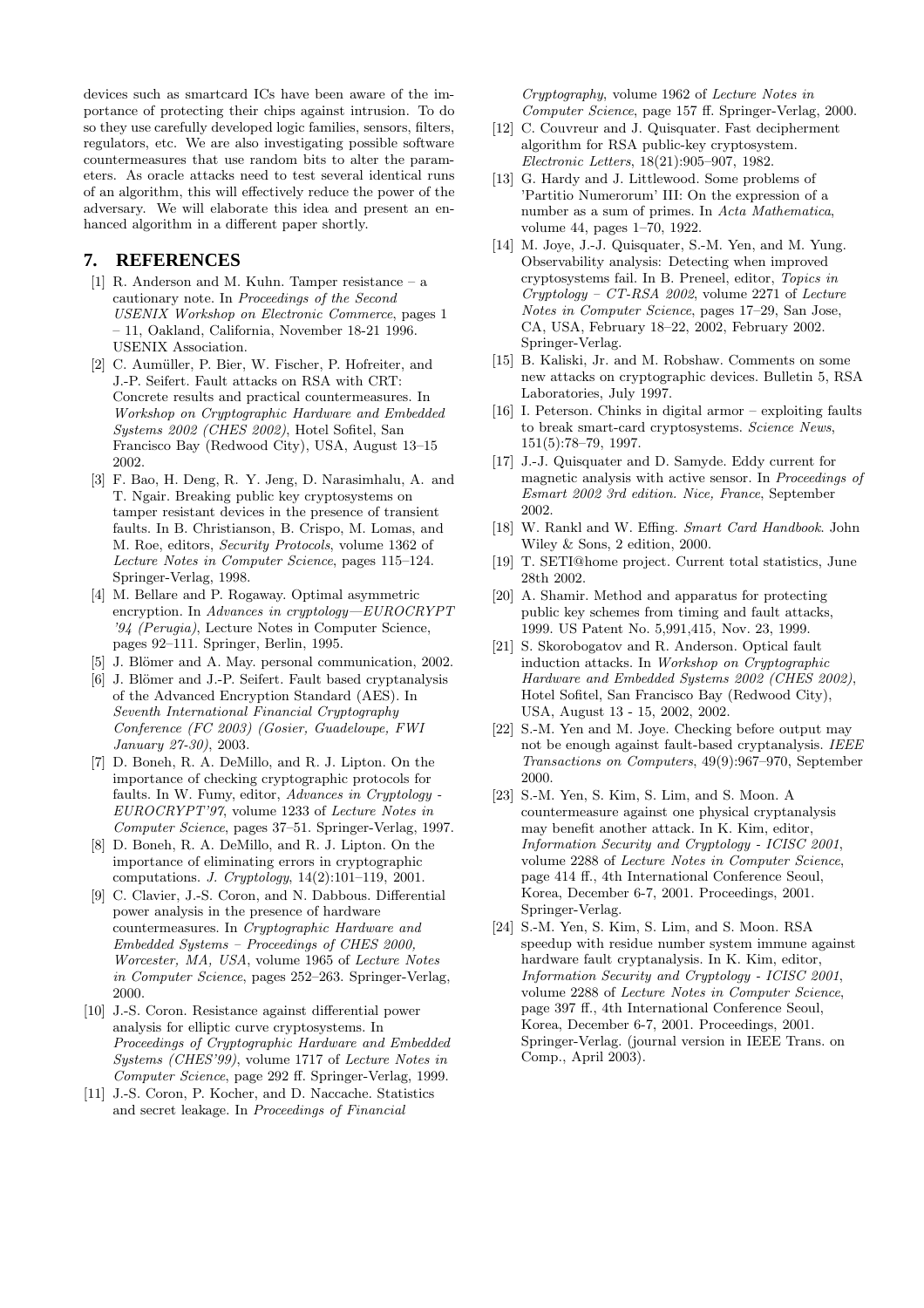devices such as smartcard ICs have been aware of the importance of protecting their chips against intrusion. To do so they use carefully developed logic families, sensors, filters, regulators, etc. We are also investigating possible software countermeasures that use random bits to alter the parameters. As oracle attacks need to test several identical runs of an algorithm, this will effectively reduce the power of the adversary. We will elaborate this idea and present an enhanced algorithm in a different paper shortly.

## 7. REFERENCES

[1] R. Anderson and M. Kuhn. Tamper resistance – a cautionary note. In *Proceedings of the Second USENIX Workshop on Electronic Commerce*, pages 1 – 11, Oakland, California, November 18-21 1996. USENIX Association.

[2] C. Aumüller, P. Bier, W. Fischer, P. Hofreiter, and J.-P. Seifert. Fault attacks on RSA with CRT: Concrete results and practical countermeasures. In *Workshop on Cryptographic Hardware and Embedded Systems 2002 (CHES 2002)*, Hotel Sofitel, San Francisco Bay (Redwood City), USA, August 13–15 2002.

[3] F. Bao, H. Deng, R. Y. Jeng, D. Narasimhalu, A. and T. Ngair. Breaking public key cryptosystems on tamper resistant devices in the presence of transient faults. In B. Christianson, B. Crispo, M. Lomas, and M. Roe, editors, *Security Protocols*, volume 1362 of *Lecture Notes in Computer Science*, pages 115–124. Springer-Verlag, 1998.

[4] M. Bellare and P. Rogaway. Optimal asymmetric encryption. In *Advances in cryptology—EUROCRYPT '94 (Perugia)*, Lecture Notes in Computer Science, pages 92–111. Springer, Berlin, 1995.

[5] J. Blömer and A. May. personal communication, 2002.

[6] J. Blömer and J.-P. Seifert. Fault based cryptanalysis of the Advanced Encryption Standard (AES). In *Seventh International Financial Cryptography Conference (FC 2003) (Gosier, Guadeloupe, FWI January 27-30)*, 2003.

[7] D. Boneh, R. A. DeMillo, and R. J. Lipton. On the importance of checking cryptographic protocols for faults. In W. Fumy, editor, *Advances in Cryptology - EUROCRYPT'97*, volume 1233 of *Lecture Notes in Computer Science*, pages 37–51. Springer-Verlag, 1997.

[8] D. Boneh, R. A. DeMillo, and R. J. Lipton. On the importance of eliminating errors in cryptographic computations. *J. Cryptology*, 14(2):101–119, 2001.

[9] C. Clavier, J.-S. Coron, and N. Dabbous. Differential power analysis in the presence of hardware countermeasures. In *Cryptographic Hardware and Embedded Systems – Proceedings of CHES 2000, Worcester, MA, USA*, volume 1965 of *Lecture Notes in Computer Science*, pages 252–263. Springer-Verlag, 2000.

[10] J.-S. Coron. Resistance against differential power analysis for elliptic curve cryptosystems. In *Proceedings of Cryptographic Hardware and Embedded Systems (CHES'99)*, volume 1717 of *Lecture Notes in Computer Science*, page 292 ff. Springer-Verlag, 1999.

[11] J.-S. Coron, P. Kocher, and D. Naccache. Statistics and secret leakage. In *Proceedings of Financial Cryptography*, volume 1962 of *Lecture Notes in Computer Science*, page 157 ff. Springer-Verlag, 2000.

[12] C. Couvreur and J. Quisquater. Fast decipherment algorithm for RSA public-key cryptosystem. *Electronic Letters*, 18(21):905–907, 1982.

[13] G. Hardy and J. Littlewood. Some problems of 'Partitio Numerorum' III: On the expression of a number as a sum of primes. In *Acta Mathematica*, volume 44, pages 1–70, 1922.

[14] M. Joye, J.-J. Quisquater, S.-M. Yen, and M. Yung. Observability analysis: Detecting when improved cryptosystems fail. In B. Preneel, editor, *Topics in Cryptology – CT-RSA 2002*, volume 2271 of *Lecture Notes in Computer Science*, pages 17–29, San Jose, CA, USA, February 18–22, 2002, February 2002. Springer-Verlag.

[15] B. Kaliski, Jr. and M. Robshaw. Comments on some new attacks on cryptographic devices. Bulletin 5, RSA Laboratories, July 1997.

[16] I. Peterson. Chinks in digital armor – exploiting faults to break smart-card cryptosystems. *Science News*, 151(5):78–79, 1997.

[17] J.-J. Quisquater and D. Samyde. Eddy current for magnetic analysis with active sensor. In *Proceedings of Esmart 2002 3rd edition. Nice, France*, September 2002.

[18] W. Rankl and W. Effing. *Smart Card Handbook*. John Wiley & Sons, 2 edition, 2000.

[19] T. SETI@home project. Current total statistics, June 28th 2002.

[20] A. Shamir. Method and apparatus for protecting public key schemes from timing and fault attacks, 1999. US Patent No. 5,991,415, Nov. 23, 1999.

[21] S. Skorobogatov and R. Anderson. Optical fault induction attacks. In *Workshop on Cryptographic Hardware and Embedded Systems 2002 (CHES 2002)*, Hotel Sofitel, San Francisco Bay (Redwood City), USA, August 13 - 15, 2002, 2002.

[22] S.-M. Yen and M. Joye. Checking before output may not be enough against fault-based cryptanalysis. *IEEE Transactions on Computers*, 49(9):967–970, September 2000.

[23] S.-M. Yen, S. Kim, S. Lim, and S. Moon. A countermeasure against one physical cryptanalysis may benefit another attack. In K. Kim, editor, *Information Security and Cryptology - ICISC 2001*, volume 2288 of *Lecture Notes in Computer Science*, page 414 ff., 4th International Conference Seoul, Korea, December 6-7, 2001. Proceedings, 2001. Springer-Verlag.

[24] S.-M. Yen, S. Kim, S. Lim, and S. Moon. RSA speedup with residue number system immune against hardware fault cryptanalysis. In K. Kim, editor, *Information Security and Cryptology - ICISC 2001*, volume 2288 of *Lecture Notes in Computer Science*, page 397 ff., 4th International Conference Seoul, Korea, December 6-7, 2001. Proceedings, 2001. Springer-Verlag. (journal version in IEEE Trans. on Comp., April 2003).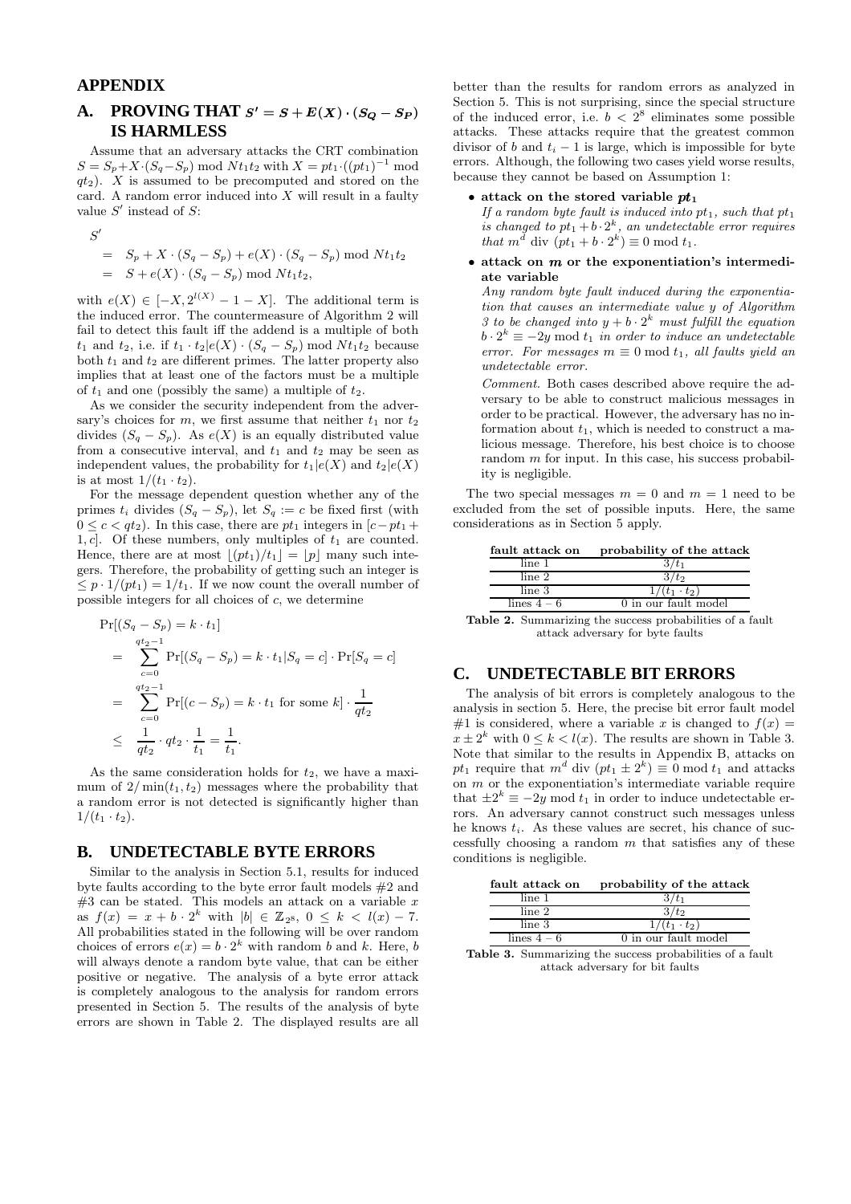## APPENDIX

## A. PROVING THAT $S' = S + E(X) \cdot (S_Q - S_P)$ IS HARMLESS

Assume that an adversary attacks the CRT combination $S = S_p + X \cdot (S_q - S_p) \bmod Nt_1t_2$ with $X = pt_1 \cdot ((pt_1)^{-1} \bmod qt_2)$. $X$ is assumed to be precomputed and stored on the card. A random error induced into $X$ will result in a faulty value $S'$ instead of $S$:

$$
\begin{aligned}
S' &= S_p + X \cdot (S_q - S_p) + e(X) \cdot (S_q - S_p) \bmod Nt_1t_2 \\
&= S + e(X) \cdot (S_q - S_p) \bmod Nt_1t_2,
\end{aligned}
$$

with $e(X) \in [-X, 2^{l(X)} - 1 - X]$. The additional term is the induced error. The countermeasure of Algorithm 2 will fail to detect this fault iff the addend is a multiple of both $t_1$ and $t_2$, i.e. if $t_1 \cdot t_2 | e(X) \cdot (S_q - S_p) \bmod Nt_1t_2$ because both $t_1$ and $t_2$ are different primes. The latter property also implies that at least one of the factors must be a multiple of $t_1$ and one (possibly the same) a multiple of $t_2$.

As we consider the security independent from the adversary's choices for $m$, we first assume that neither $t_1$ nor $t_2$ divides $(S_q - S_p)$. As $e(X)$ is an equally distributed value from a consecutive interval, and $t_1$ and $t_2$ may be seen as independent values, the probability for $t_1 | e(X)$ and $t_2 | e(X)$ is at most $1/(t_1 \cdot t_2)$.

For the message dependent question whether any of the primes $t_i$ divides $(S_q - S_p)$, let $S_q := c$ be fixed first (with $0 \leq c < qt_2$). In this case, there are $pt_1$ integers in $[c - pt_1 + 1, c]$. Of these numbers, only multiples of $t_1$ are counted. Hence, there are at most $\lfloor (pt_1)/t_1 \rfloor = \lfloor p \rfloor$ many such integers. Therefore, the probability of getting such an integer is $\leq p \cdot 1/(pt_1) = 1/t_1$. If we now count the overall number of possible integers for all choices of $c$, we determine

$$
\begin{aligned}
&\Pr[(S_q - S_p) = k \cdot t_1] \\
&= \sum_{c=0}^{qt_2 - 1} \Pr[(S_q - S_p) = k \cdot t_1 | S_q = c] \cdot \Pr[S_q = c] \\
&= \sum_{c=0}^{qt_2 - 1} \Pr[(c - S_p) = k \cdot t_1 \text{ for some } k] \cdot \frac{1}{qt_2} \\
&\leq \frac{1}{qt_2} \cdot qt_2 \cdot \frac{1}{t_1} = \frac{1}{t_1}.
\end{aligned}
$$

As the same consideration holds for $t_2$, we have a maximum of $2/\min(t_1, t_2)$ messages where the probability that a random error is not detected is significantly higher than $1/(t_1 \cdot t_2)$.

## B. UNDETECTABLE BYTE ERRORS

Similar to the analysis in Section 5.1, results for induced byte faults according to the byte error fault models #2 and #3 can be stated. This models an attack on a variable $x$ as $f(x) = x + b \cdot 2^k$ with $|b| \in \mathbb{Z}_{2^8}$, $0 \leq k < l(x) - 7$. All probabilities stated in the following will be over random choices of errors $e(x) = b \cdot 2^k$ with random $b$ and $k$. Here, $b$ will always denote a random byte value, that can be either positive or negative. The analysis of a byte error attack is completely analogous to the analysis for random errors presented in Section 5. The results of the analysis of byte errors are shown in Table 2. The displayed results are all better than the results for random errors as analyzed in Section 5. This is not surprising, since the special structure of the induced error, i.e. $b < 2^8$ eliminates some possible attacks. These attacks require that the greatest common divisor of $b$ and $t_i - 1$ is large, which is impossible for byte errors. Although, the following two cases yield worse results, because they cannot be based on Assumption 1:

- **attack on the stored variable $pt_1$**
  *If a random byte fault is induced into $pt_1$, such that $pt_1$ is changed to $pt_1 + b \cdot 2^k$, an undetectable error requires that $m^d$ div $(pt_1 + b \cdot 2^k) \equiv 0 \bmod t_1$.*
- **attack on $m$ or the exponentiation's intermediate variable**
  *Any random byte fault induced during the exponentiation that causes an intermediate value $y$ of Algorithm 3 to be changed into $y + b \cdot 2^k$ must fulfill the equation $b \cdot 2^k \equiv -2y \bmod t_1$ in order to induce an undetectable error. For messages $m \equiv 0 \bmod t_1$, all faults yield an undetectable error.*

  *Comment.* Both cases described above require the adversary to be able to construct malicious messages in order to be practical. However, the adversary has no information about $t_1$, which is needed to construct a malicious message. Therefore, his best choice is to choose random $m$ for input. In this case, his success probability is negligible.

The two special messages $m = 0$ and $m = 1$ need to be excluded from the set of possible inputs. Here, the same considerations as in Section 5 apply.

| fault attack on | probability of the attack |
|---|---|
| line 1 | $3/t_1$ |
| line 2 | $3/t_2$ |
| line 3 | $1/(t_1 \cdot t_2)$ |
| lines 4 – 6 | 0 in our fault model |

**Table 2.** Summarizing the success probabilities of a fault attack adversary for byte faults

## C. UNDETECTABLE BIT ERRORS

The analysis of bit errors is completely analogous to the analysis in section 5. Here, the precise bit error fault model #1 is considered, where a variable $x$ is changed to $f(x) = x \pm 2^k$ with $0 \leq k < l(x)$. The results are shown in Table 3. Note that similar to the results in Appendix B, attacks on $pt_1$ require that $m^d$ div $(pt_1 \pm 2^k) \equiv 0 \bmod t_1$ and attacks on $m$ or the exponentiation's intermediate variable require that $\pm 2^k \equiv -2y \bmod t_1$ in order to induce undetectable errors. An adversary cannot construct such messages unless he knows $t_i$. As these values are secret, his chance of successfully choosing a random $m$ that satisfies any of these conditions is negligible.

| fault attack on | probability of the attack |
|---|---|
| line 1 | $3/t_1$ |
| line 2 | $3/t_2$ |
| line 3 | $1/(t_1 \cdot t_2)$ |
| lines 4 – 6 | 0 in our fault model |

**Table 3.** Summarizing the success probabilities of a fault attack adversary for bit faults